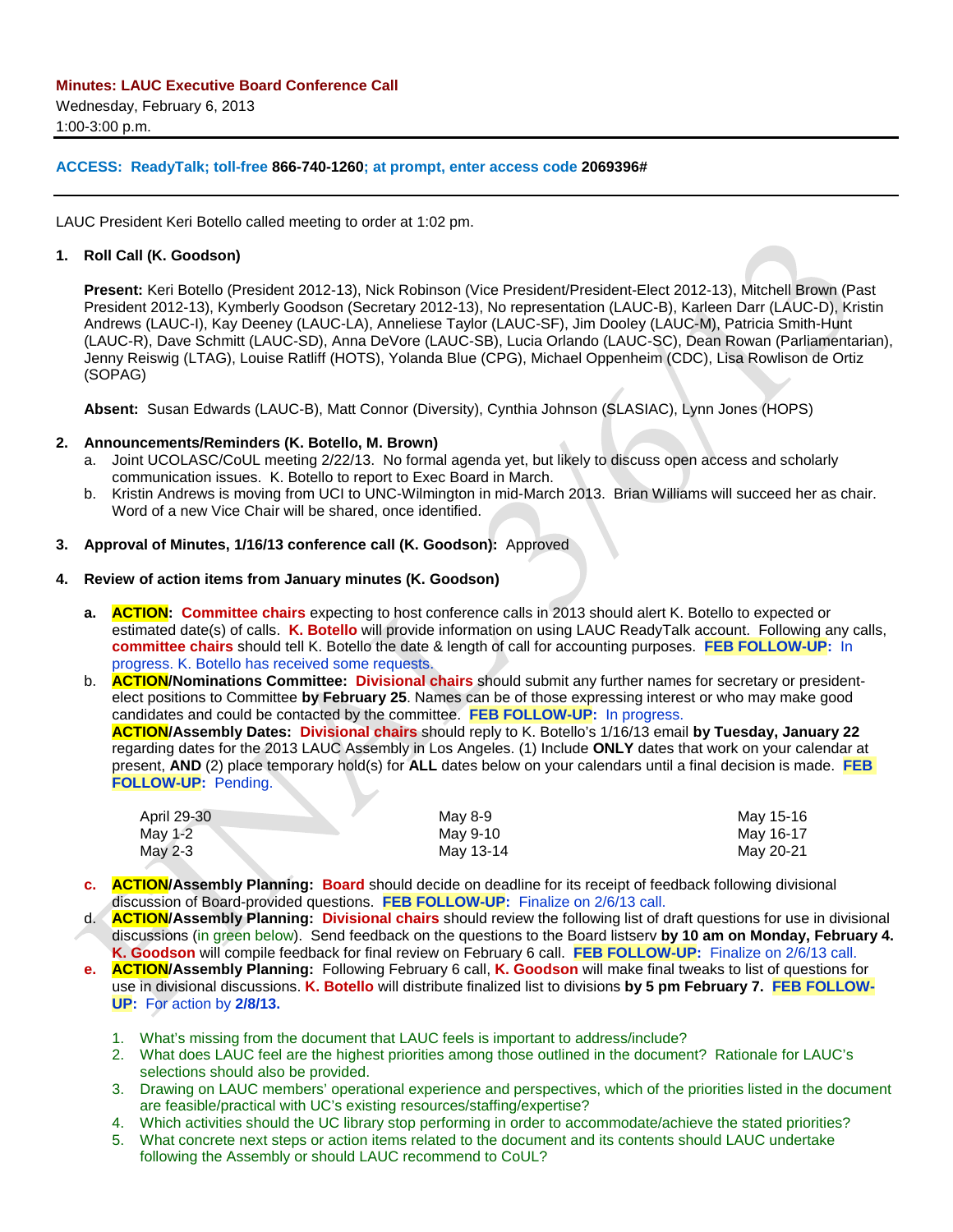**Minutes: LAUC Executive Board Conference Call**
Wednesday, February 6, 2013
1:00-3:00 p.m.

---

**ACCESS: ReadyTalk; toll-free 866-740-1260; at prompt, enter access code 2069396#**

---

LAUC President Keri Botello called meeting to order at 1:02 pm.

**1. Roll Call (K. Goodson)**

**Present:** Keri Botello (President 2012-13), Nick Robinson (Vice President/President-Elect 2012-13), Mitchell Brown (Past President 2012-13), Kymberly Goodson (Secretary 2012-13), No representation (LAUC-B), Karleen Darr (LAUC-D), Kristin Andrews (LAUC-I), Kay Deeney (LAUC-LA), Anneliese Taylor (LAUC-SF), Jim Dooley (LAUC-M), Patricia Smith-Hunt (LAUC-R), Dave Schmitt (LAUC-SD), Anna DeVore (LAUC-SB), Lucia Orlando (LAUC-SC), Dean Rowan (Parliamentarian), Jenny Reiswig (LTAG), Louise Ratliff (HOTS), Yolanda Blue (CPG), Michael Oppenheim (CDC), Lisa Rowlison de Ortiz (SOPAG)

**Absent:** Susan Edwards (LAUC-B), Matt Connor (Diversity), Cynthia Johnson (SLASIAC), Lynn Jones (HOPS)

**2. Announcements/Reminders (K. Botello, M. Brown)**

a. Joint UCOLASC/CoUL meeting 2/22/13. No formal agenda yet, but likely to discuss open access and scholarly communication issues. K. Botello to report to Exec Board in March.
b. Kristin Andrews is moving from UCI to UNC-Wilmington in mid-March 2013. Brian Williams will succeed her as chair. Word of a new Vice Chair will be shared, once identified.

**3. Approval of Minutes, 1/16/13 conference call (K. Goodson):** Approved

**4. Review of action items from January minutes (K. Goodson)**

a. **ACTION: Committee chairs** expecting to host conference calls in 2013 should alert K. Botello to expected or estimated date(s) of calls. **K. Botello** will provide information on using LAUC ReadyTalk account. Following any calls, **committee chairs** should tell K. Botello the date & length of call for accounting purposes. **FEB FOLLOW-UP:** In progress. K. Botello has received some requests.

b. **ACTION/Nominations Committee: Divisional chairs** should submit any further names for secretary or president-elect positions to Committee **by February 25**. Names can be of those expressing interest or who may make good candidates and could be contacted by the committee. **FEB FOLLOW-UP:** In progress.
**ACTION/Assembly Dates: Divisional chairs** should reply to K. Botello's 1/16/13 email **by Tuesday, January 22** regarding dates for the 2013 LAUC Assembly in Los Angeles. (1) Include **ONLY** dates that work on your calendar at present, **AND** (2) place temporary hold(s) for **ALL** dates below on your calendars until a final decision is made. **FEB FOLLOW-UP:** Pending.

| | | |
|---|---|---|
| April 29-30 | May 8-9 | May 15-16 |
| May 1-2 | May 9-10 | May 16-17 |
| May 2-3 | May 13-14 | May 20-21 |

c. **ACTION/Assembly Planning: Board** should decide on deadline for its receipt of feedback following divisional discussion of Board-provided questions. **FEB FOLLOW-UP:** Finalize on 2/6/13 call.

d. **ACTION/Assembly Planning: Divisional chairs** should review the following list of draft questions for use in divisional discussions (in green below). Send feedback on the questions to the Board listserv **by 10 am on Monday, February 4. K. Goodson** will compile feedback for final review on February 6 call. **FEB FOLLOW-UP:** Finalize on 2/6/13 call.

e. **ACTION/Assembly Planning:** Following February 6 call, **K. Goodson** will make final tweaks to list of questions for use in divisional discussions. **K. Botello** will distribute finalized list to divisions **by 5 pm February 7. FEB FOLLOW-UP:** For action by **2/8/13.**

1. What's missing from the document that LAUC feels is important to address/include?
2. What does LAUC feel are the highest priorities among those outlined in the document? Rationale for LAUC's selections should also be provided.
3. Drawing on LAUC members' operational experience and perspectives, which of the priorities listed in the document are feasible/practical with UC's existing resources/staffing/expertise?
4. Which activities should the UC library stop performing in order to accommodate/achieve the stated priorities?
5. What concrete next steps or action items related to the document and its contents should LAUC undertake following the Assembly or should LAUC recommend to CoUL?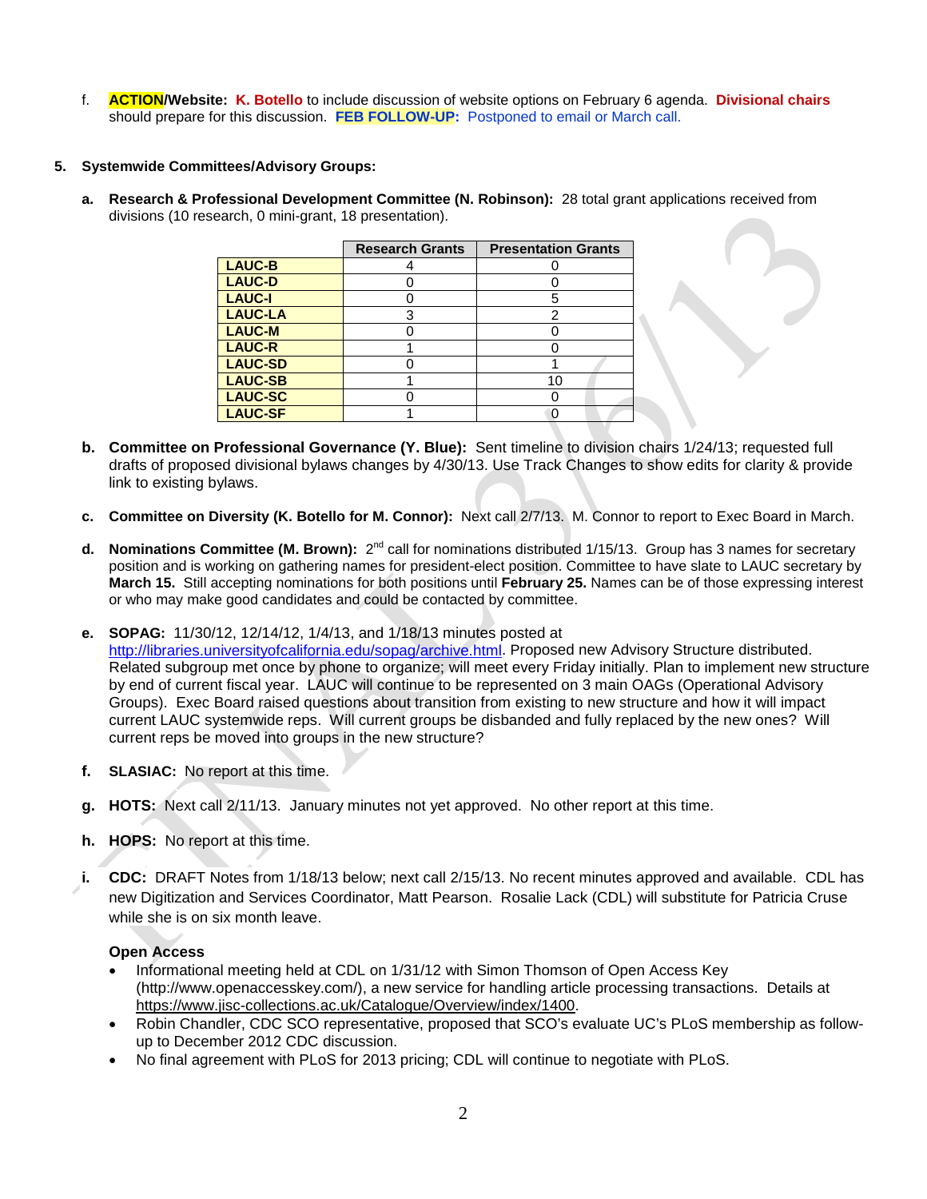f. **ACTION/Website:** **K. Botello** to include discussion of website options on February 6 agenda. **Divisional chairs** should prepare for this discussion. **FEB FOLLOW-UP:** Postponed to email or March call.

5. **Systemwide Committees/Advisory Groups:**

   a. **Research & Professional Development Committee (N. Robinson):** 28 total grant applications received from divisions (10 research, 0 mini-grant, 18 presentation).

| | Research Grants | Presentation Grants |
|---|---|---|
| **LAUC-B** | 4 | 0 |
| **LAUC-D** | 0 | 0 |
| **LAUC-I** | 0 | 5 |
| **LAUC-LA** | 3 | 2 |
| **LAUC-M** | 0 | 0 |
| **LAUC-R** | 1 | 0 |
| **LAUC-SD** | 0 | 1 |
| **LAUC-SB** | 1 | 10 |
| **LAUC-SC** | 0 | 0 |
| **LAUC-SF** | 1 | 0 |

   b. **Committee on Professional Governance (Y. Blue):** Sent timeline to division chairs 1/24/13; requested full drafts of proposed divisional bylaws changes by 4/30/13. Use Track Changes to show edits for clarity & provide link to existing bylaws.

   c. **Committee on Diversity (K. Botello for M. Connor):** Next call 2/7/13. M. Connor to report to Exec Board in March.

   d. **Nominations Committee (M. Brown):** 2nd call for nominations distributed 1/15/13. Group has 3 names for secretary position and is working on gathering names for president-elect position. Committee to have slate to LAUC secretary by **March 15.** Still accepting nominations for both positions until **February 25.** Names can be of those expressing interest or who may make good candidates and could be contacted by committee.

   e. **SOPAG:** 11/30/12, 12/14/12, 1/4/13, and 1/18/13 minutes posted at http://libraries.universityofcalifornia.edu/sopag/archive.html. Proposed new Advisory Structure distributed. Related subgroup met once by phone to organize; will meet every Friday initially. Plan to implement new structure by end of current fiscal year. LAUC will continue to be represented on 3 main OAGs (Operational Advisory Groups). Exec Board raised questions about transition from existing to new structure and how it will impact current LAUC systemwide reps. Will current groups be disbanded and fully replaced by the new ones? Will current reps be moved into groups in the new structure?

   f. **SLASIAC:** No report at this time.

   g. **HOTS:** Next call 2/11/13. January minutes not yet approved. No other report at this time.

   h. **HOPS:** No report at this time.

   i. **CDC:** DRAFT Notes from 1/18/13 below; next call 2/15/13. No recent minutes approved and available. CDL has new Digitization and Services Coordinator, Matt Pearson. Rosalie Lack (CDL) will substitute for Patricia Cruse while she is on six month leave.

   **Open Access**

   - Informational meeting held at CDL on 1/31/12 with Simon Thomson of Open Access Key (http://www.openaccesskey.com/), a new service for handling article processing transactions. Details at https://www.jisc-collections.ac.uk/Catalogue/Overview/index/1400.
   - Robin Chandler, CDC SCO representative, proposed that SCO's evaluate UC's PLoS membership as follow-up to December 2012 CDC discussion.
   - No final agreement with PLoS for 2013 pricing; CDL will continue to negotiate with PLoS.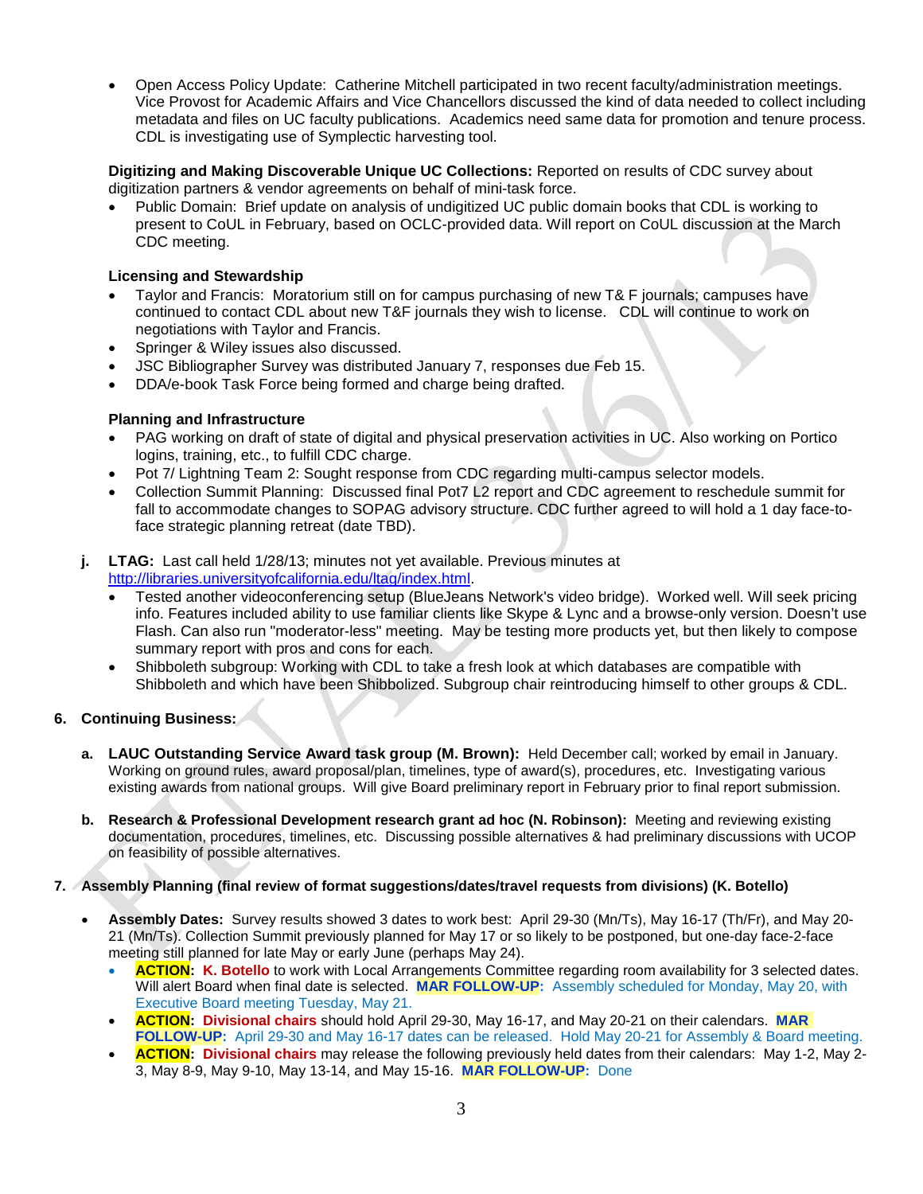- Open Access Policy Update: Catherine Mitchell participated in two recent faculty/administration meetings. Vice Provost for Academic Affairs and Vice Chancellors discussed the kind of data needed to collect including metadata and files on UC faculty publications. Academics need same data for promotion and tenure process. CDL is investigating use of Symplectic harvesting tool.

**Digitizing and Making Discoverable Unique UC Collections:** Reported on results of CDC survey about digitization partners & vendor agreements on behalf of mini-task force.

- Public Domain: Brief update on analysis of undigitized UC public domain books that CDL is working to present to CoUL in February, based on OCLC-provided data. Will report on CoUL discussion at the March CDC meeting.

**Licensing and Stewardship**

- Taylor and Francis: Moratorium still on for campus purchasing of new T& F journals; campuses have continued to contact CDL about new T&F journals they wish to license. CDL will continue to work on negotiations with Taylor and Francis.
- Springer & Wiley issues also discussed.
- JSC Bibliographer Survey was distributed January 7, responses due Feb 15.
- DDA/e-book Task Force being formed and charge being drafted.

**Planning and Infrastructure**

- PAG working on draft of state of digital and physical preservation activities in UC. Also working on Portico logins, training, etc., to fulfill CDC charge.
- Pot 7/ Lightning Team 2: Sought response from CDC regarding multi-campus selector models.
- Collection Summit Planning: Discussed final Pot7 L2 report and CDC agreement to reschedule summit for fall to accommodate changes to SOPAG advisory structure. CDC further agreed to will hold a 1 day face-to-face strategic planning retreat (date TBD).

**j. LTAG:** Last call held 1/28/13; minutes not yet available. Previous minutes at http://libraries.universityofcalifornia.edu/ltag/index.html.

- Tested another videoconferencing setup (BlueJeans Network's video bridge). Worked well. Will seek pricing info. Features included ability to use familiar clients like Skype & Lync and a browse-only version. Doesn't use Flash. Can also run "moderator-less" meeting. May be testing more products yet, but then likely to compose summary report with pros and cons for each.
- Shibboleth subgroup: Working with CDL to take a fresh look at which databases are compatible with Shibboleth and which have been Shibbolized. Subgroup chair reintroducing himself to other groups & CDL.

## 6. Continuing Business:

**a. LAUC Outstanding Service Award task group (M. Brown):** Held December call; worked by email in January. Working on ground rules, award proposal/plan, timelines, type of award(s), procedures, etc. Investigating various existing awards from national groups. Will give Board preliminary report in February prior to final report submission.

**b. Research & Professional Development research grant ad hoc (N. Robinson):** Meeting and reviewing existing documentation, procedures, timelines, etc. Discussing possible alternatives & had preliminary discussions with UCOP on feasibility of possible alternatives.

## 7. Assembly Planning (final review of format suggestions/dates/travel requests from divisions) (K. Botello)

- **Assembly Dates:** Survey results showed 3 dates to work best: April 29-30 (Mn/Ts), May 16-17 (Th/Fr), and May 20-21 (Mn/Ts). Collection Summit previously planned for May 17 or so likely to be postponed, but one-day face-2-face meeting still planned for late May or early June (perhaps May 24).
  - **ACTION: K. Botello** to work with Local Arrangements Committee regarding room availability for 3 selected dates. Will alert Board when final date is selected. **MAR FOLLOW-UP:** Assembly scheduled for Monday, May 20, with Executive Board meeting Tuesday, May 21.
  - **ACTION: Divisional chairs** should hold April 29-30, May 16-17, and May 20-21 on their calendars. **MAR FOLLOW-UP:** April 29-30 and May 16-17 dates can be released. Hold May 20-21 for Assembly & Board meeting.
  - **ACTION: Divisional chairs** may release the following previously held dates from their calendars: May 1-2, May 2-3, May 8-9, May 9-10, May 13-14, and May 15-16. **MAR FOLLOW-UP:** Done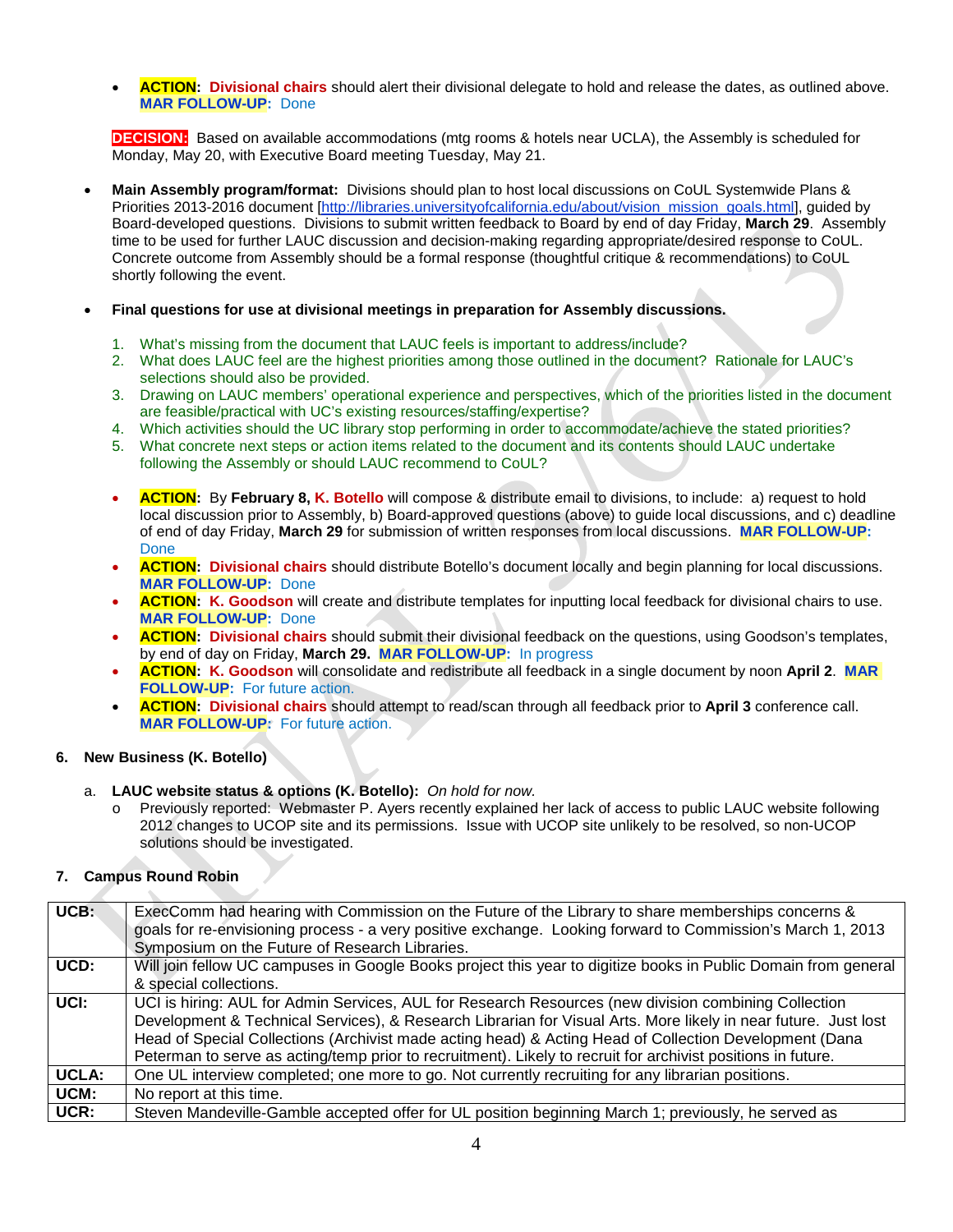- **ACTION: Divisional chairs** should alert their divisional delegate to hold and release the dates, as outlined above. **MAR FOLLOW-UP:** Done

**DECISION:** Based on available accommodations (mtg rooms & hotels near UCLA), the Assembly is scheduled for Monday, May 20, with Executive Board meeting Tuesday, May 21.

- **Main Assembly program/format:** Divisions should plan to host local discussions on CoUL Systemwide Plans & Priorities 2013-2016 document [http://libraries.universityofcalifornia.edu/about/vision_mission_goals.html], guided by Board-developed questions. Divisions to submit written feedback to Board by end of day Friday, **March 29**. Assembly time to be used for further LAUC discussion and decision-making regarding appropriate/desired response to CoUL. Concrete outcome from Assembly should be a formal response (thoughtful critique & recommendations) to CoUL shortly following the event.

- **Final questions for use at divisional meetings in preparation for Assembly discussions.**

  1. What's missing from the document that LAUC feels is important to address/include?
  2. What does LAUC feel are the highest priorities among those outlined in the document? Rationale for LAUC's selections should also be provided.
  3. Drawing on LAUC members' operational experience and perspectives, which of the priorities listed in the document are feasible/practical with UC's existing resources/staffing/expertise?
  4. Which activities should the UC library stop performing in order to accommodate/achieve the stated priorities?
  5. What concrete next steps or action items related to the document and its contents should LAUC undertake following the Assembly or should LAUC recommend to CoUL?

  - **ACTION:** By **February 8, K. Botello** will compose & distribute email to divisions, to include: a) request to hold local discussion prior to Assembly, b) Board-approved questions (above) to guide local discussions, and c) deadline of end of day Friday, **March 29** for submission of written responses from local discussions. **MAR FOLLOW-UP:** Done
  - **ACTION: Divisional chairs** should distribute Botello's document locally and begin planning for local discussions. **MAR FOLLOW-UP:** Done
  - **ACTION: K. Goodson** will create and distribute templates for inputting local feedback for divisional chairs to use. **MAR FOLLOW-UP:** Done
  - **ACTION: Divisional chairs** should submit their divisional feedback on the questions, using Goodson's templates, by end of day on Friday, **March 29. MAR FOLLOW-UP:** In progress
  - **ACTION: K. Goodson** will consolidate and redistribute all feedback in a single document by noon **April 2**. **MAR FOLLOW-UP:** For future action.
  - **ACTION: Divisional chairs** should attempt to read/scan through all feedback prior to **April 3** conference call. **MAR FOLLOW-UP:** For future action.

**6. New Business (K. Botello)**

a. **LAUC website status & options (K. Botello):** *On hold for now.*
   - Previously reported: Webmaster P. Ayers recently explained her lack of access to public LAUC website following 2012 changes to UCOP site and its permissions. Issue with UCOP site unlikely to be resolved, so non-UCOP solutions should be investigated.

**7. Campus Round Robin**

| | |
|---|---|
| **UCB:** | ExecComm had hearing with Commission on the Future of the Library to share memberships concerns & goals for re-envisioning process - a very positive exchange. Looking forward to Commission's March 1, 2013 Symposium on the Future of Research Libraries. |
| **UCD:** | Will join fellow UC campuses in Google Books project this year to digitize books in Public Domain from general & special collections. |
| **UCI:** | UCI is hiring: AUL for Admin Services, AUL for Research Resources (new division combining Collection Development & Technical Services), & Research Librarian for Visual Arts. More likely in near future. Just lost Head of Special Collections (Archivist made acting head) & Acting Head of Collection Development (Dana Peterman to serve as acting/temp prior to recruitment). Likely to recruit for archivist positions in future. |
| **UCLA:** | One UL interview completed; one more to go. Not currently recruiting for any librarian positions. |
| **UCM:** | No report at this time. |
| **UCR:** | Steven Mandeville-Gamble accepted offer for UL position beginning March 1; previously, he served as |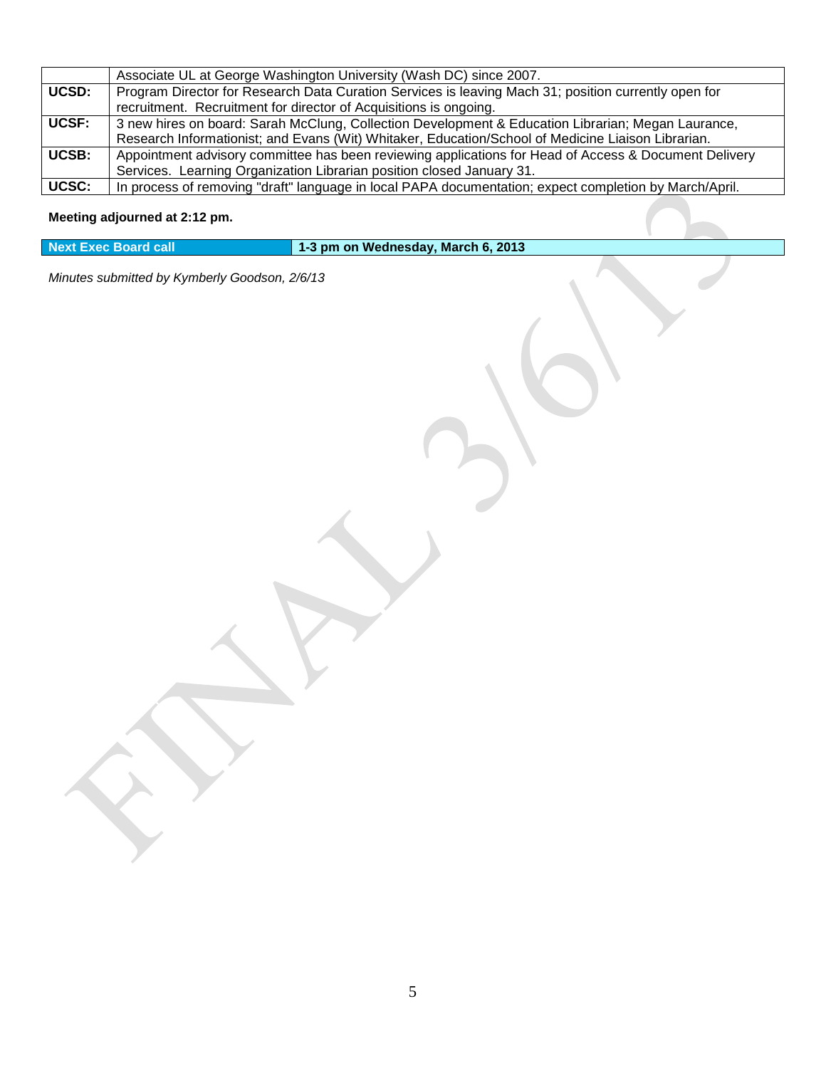| | |
|---|---|
| | Associate UL at George Washington University (Wash DC) since 2007. |
| **UCSD:** | Program Director for Research Data Curation Services is leaving Mach 31; position currently open for recruitment. Recruitment for director of Acquisitions is ongoing. |
| **UCSF:** | 3 new hires on board: Sarah McClung, Collection Development & Education Librarian; Megan Laurance, Research Informationist; and Evans (Wit) Whitaker, Education/School of Medicine Liaison Librarian. |
| **UCSB:** | Appointment advisory committee has been reviewing applications for Head of Access & Document Delivery Services. Learning Organization Librarian position closed January 31. |
| **UCSC:** | In process of removing "draft" language in local PAPA documentation; expect completion by March/April. |

**Meeting adjourned at 2:12 pm.**

| | |
|---|---|
| **Next Exec Board call** | **1-3 pm on Wednesday, March 6, 2013** |

*Minutes submitted by Kymberly Goodson, 2/6/13*

FINAL 3/6/13